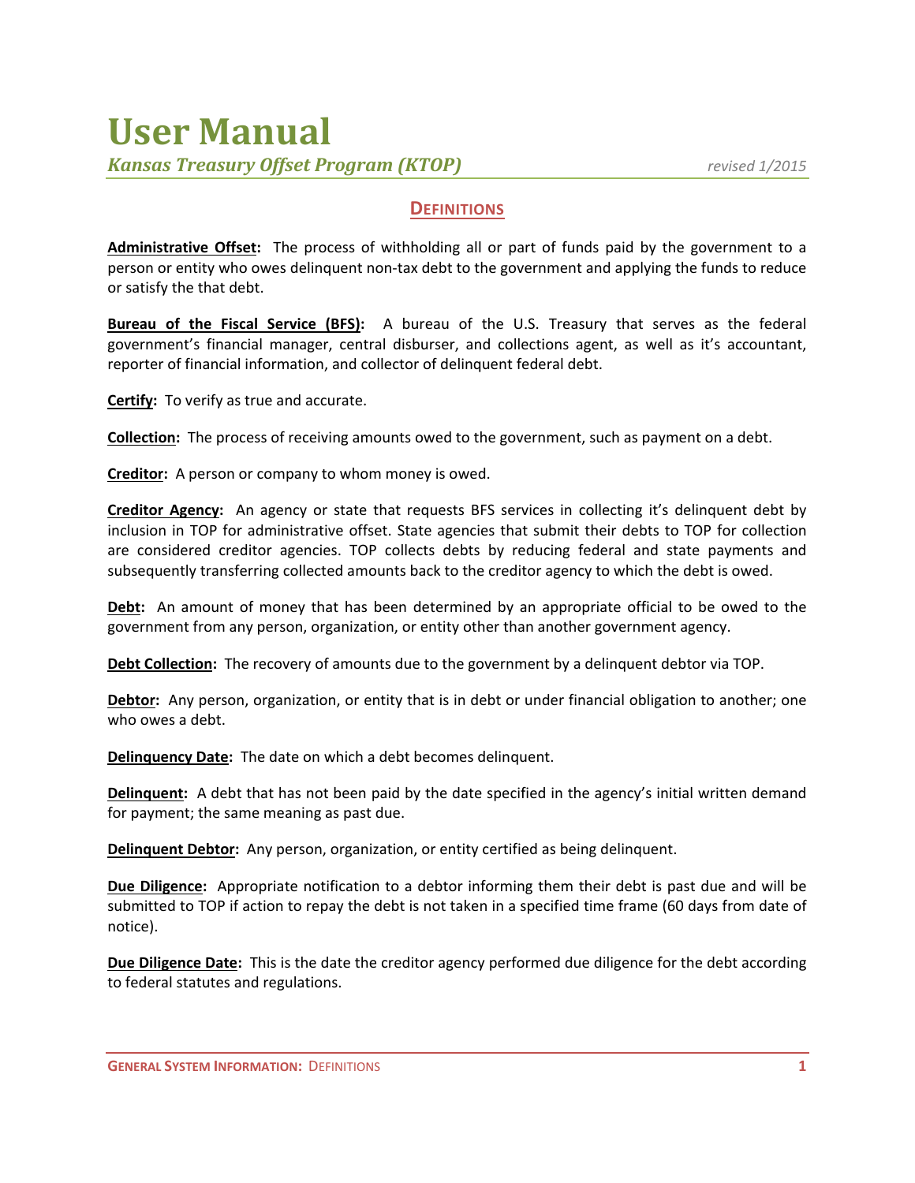# User Manual

***Kansas Treasury Offset Program (KTOP)*** *revised 1/2015*

## Definitions

**Administrative Offset:** The process of withholding all or part of funds paid by the government to a person or entity who owes delinquent non-tax debt to the government and applying the funds to reduce or satisfy the that debt.

**Bureau of the Fiscal Service (BFS):** A bureau of the U.S. Treasury that serves as the federal government's financial manager, central disburser, and collections agent, as well as it's accountant, reporter of financial information, and collector of delinquent federal debt.

**Certify:** To verify as true and accurate.

**Collection:** The process of receiving amounts owed to the government, such as payment on a debt.

**Creditor:** A person or company to whom money is owed.

**Creditor Agency:** An agency or state that requests BFS services in collecting it's delinquent debt by inclusion in TOP for administrative offset. State agencies that submit their debts to TOP for collection are considered creditor agencies. TOP collects debts by reducing federal and state payments and subsequently transferring collected amounts back to the creditor agency to which the debt is owed.

**Debt:** An amount of money that has been determined by an appropriate official to be owed to the government from any person, organization, or entity other than another government agency.

**Debt Collection:** The recovery of amounts due to the government by a delinquent debtor via TOP.

**Debtor:** Any person, organization, or entity that is in debt or under financial obligation to another; one who owes a debt.

**Delinquency Date:** The date on which a debt becomes delinquent.

**Delinquent:** A debt that has not been paid by the date specified in the agency's initial written demand for payment; the same meaning as past due.

**Delinquent Debtor:** Any person, organization, or entity certified as being delinquent.

**Due Diligence:** Appropriate notification to a debtor informing them their debt is past due and will be submitted to TOP if action to repay the debt is not taken in a specified time frame (60 days from date of notice).

**Due Diligence Date:** This is the date the creditor agency performed due diligence for the debt according to federal statutes and regulations.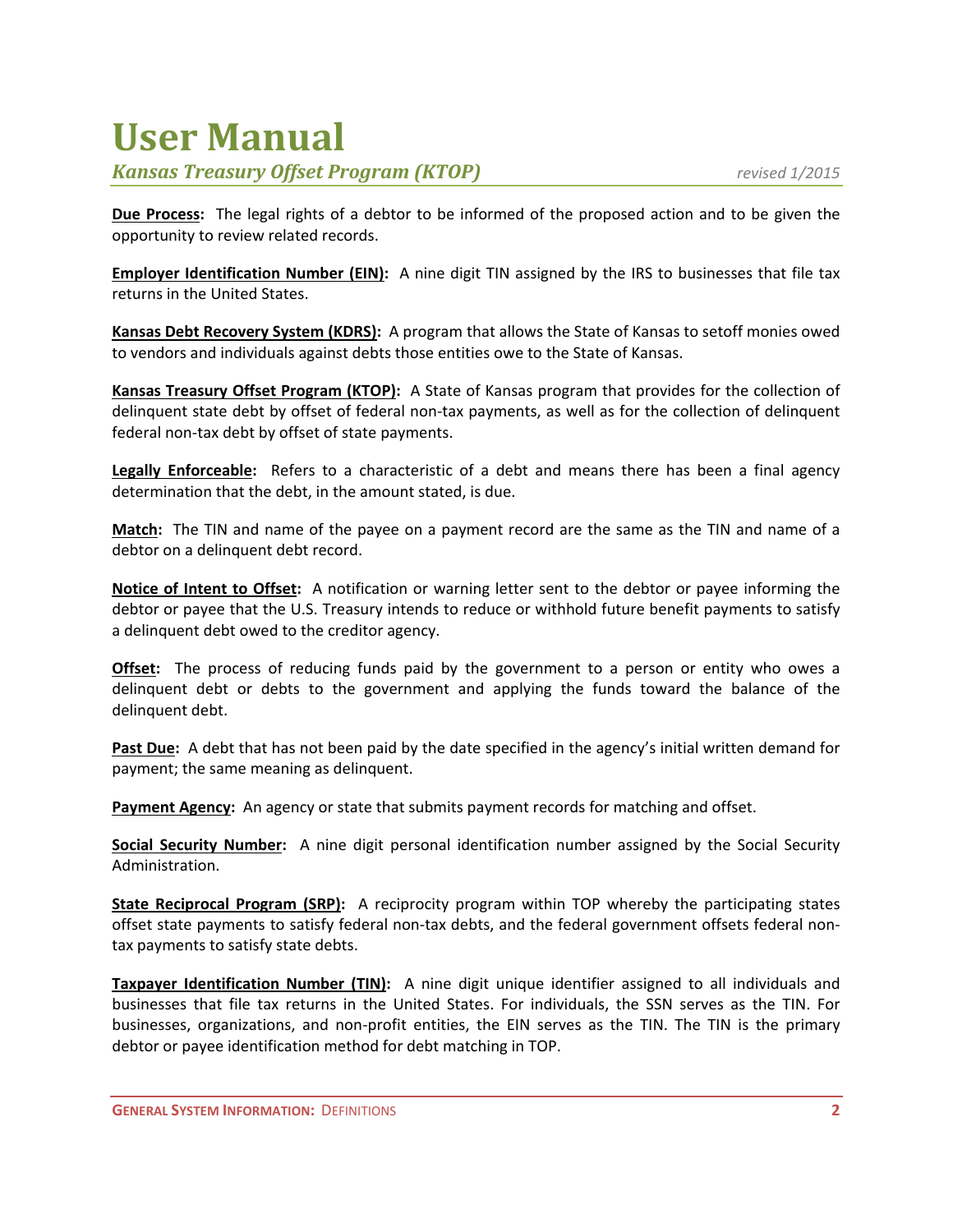**Due Process:** The legal rights of a debtor to be informed of the proposed action and to be given the opportunity to review related records.

**Employer Identification Number (EIN):** A nine digit TIN assigned by the IRS to businesses that file tax returns in the United States.

**Kansas Debt Recovery System (KDRS):** A program that allows the State of Kansas to setoff monies owed to vendors and individuals against debts those entities owe to the State of Kansas.

**Kansas Treasury Offset Program (KTOP):** A State of Kansas program that provides for the collection of delinquent state debt by offset of federal non-tax payments, as well as for the collection of delinquent federal non-tax debt by offset of state payments.

**Legally Enforceable:** Refers to a characteristic of a debt and means there has been a final agency determination that the debt, in the amount stated, is due.

**Match:** The TIN and name of the payee on a payment record are the same as the TIN and name of a debtor on a delinquent debt record.

**Notice of Intent to Offset:** A notification or warning letter sent to the debtor or payee informing the debtor or payee that the U.S. Treasury intends to reduce or withhold future benefit payments to satisfy a delinquent debt owed to the creditor agency.

**Offset:** The process of reducing funds paid by the government to a person or entity who owes a delinquent debt or debts to the government and applying the funds toward the balance of the delinquent debt.

**Past Due:** A debt that has not been paid by the date specified in the agency's initial written demand for payment; the same meaning as delinquent.

**Payment Agency:** An agency or state that submits payment records for matching and offset.

**Social Security Number:** A nine digit personal identification number assigned by the Social Security Administration.

**State Reciprocal Program (SRP):** A reciprocity program within TOP whereby the participating states offset state payments to satisfy federal non-tax debts, and the federal government offsets federal non-tax payments to satisfy state debts.

**Taxpayer Identification Number (TIN):** A nine digit unique identifier assigned to all individuals and businesses that file tax returns in the United States. For individuals, the SSN serves as the TIN. For businesses, organizations, and non-profit entities, the EIN serves as the TIN. The TIN is the primary debtor or payee identification method for debt matching in TOP.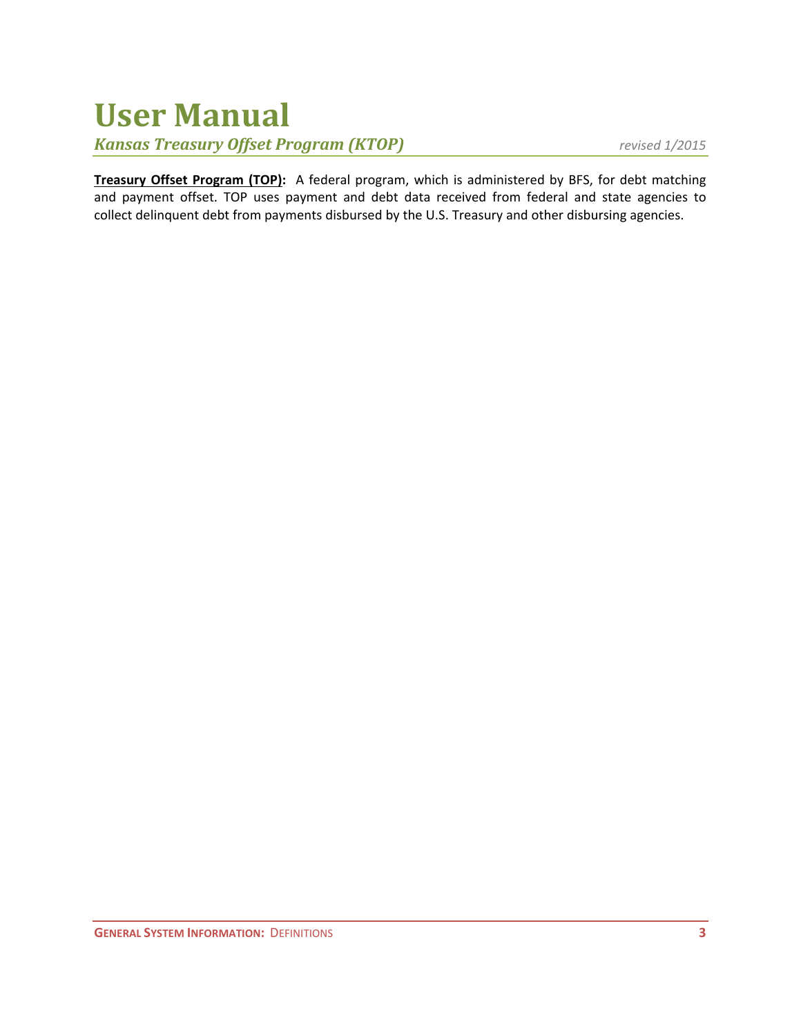**Treasury Offset Program (TOP):** A federal program, which is administered by BFS, for debt matching and payment offset. TOP uses payment and debt data received from federal and state agencies to collect delinquent debt from payments disbursed by the U.S. Treasury and other disbursing agencies.